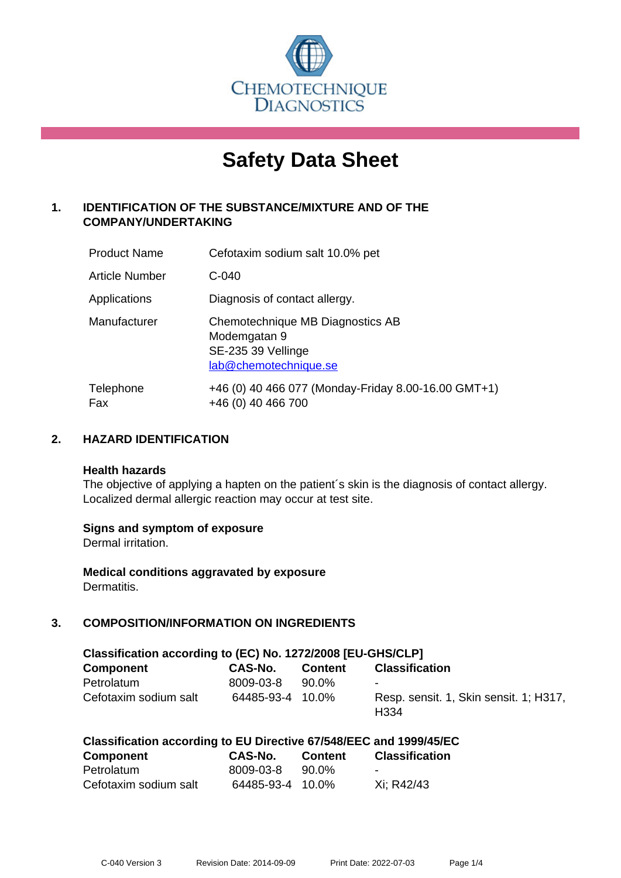CHEMOTECHNIQUE DIAGNOSTICS

# Safety Data Sheet

## 1. IDENTIFICATION OF THE SUBSTANCE/MIXTURE AND OF THE COMPANY/UNDERTAKING

| | |
|---|---|
| Product Name | Cefotaxim sodium salt 10.0% pet |
| Article Number | C-040 |
| Applications | Diagnosis of contact allergy. |
| Manufacturer | Chemotechnique MB Diagnostics AB<br>Modemgatan 9<br>SE-235 39 Vellinge<br>lab@chemotechnique.se |
| Telephone<br>Fax | +46 (0) 40 466 077 (Monday-Friday 8.00-16.00 GMT+1)<br>+46 (0) 40 466 700 |

## 2. HAZARD IDENTIFICATION

**Health hazards**

The objective of applying a hapten on the patient´s skin is the diagnosis of contact allergy. Localized dermal allergic reaction may occur at test site.

**Signs and symptom of exposure**

Dermal irritation.

**Medical conditions aggravated by exposure**

Dermatitis.

## 3. COMPOSITION/INFORMATION ON INGREDIENTS

**Classification according to (EC) No. 1272/2008 [EU-GHS/CLP]**

| Component | CAS-No. | Content | Classification |
|---|---|---|---|
| Petrolatum | 8009-03-8 | 90.0% | - |
| Cefotaxim sodium salt | 64485-93-4 | 10.0% | Resp. sensit. 1, Skin sensit. 1; H317, H334 |

**Classification according to EU Directive 67/548/EEC and 1999/45/EC**

| Component | CAS-No. | Content | Classification |
|---|---|---|---|
| Petrolatum | 8009-03-8 | 90.0% | - |
| Cefotaxim sodium salt | 64485-93-4 | 10.0% | Xi; R42/43 |

C-040 Version 3 Revision Date: 2014-09-09 Print Date: 2022-07-03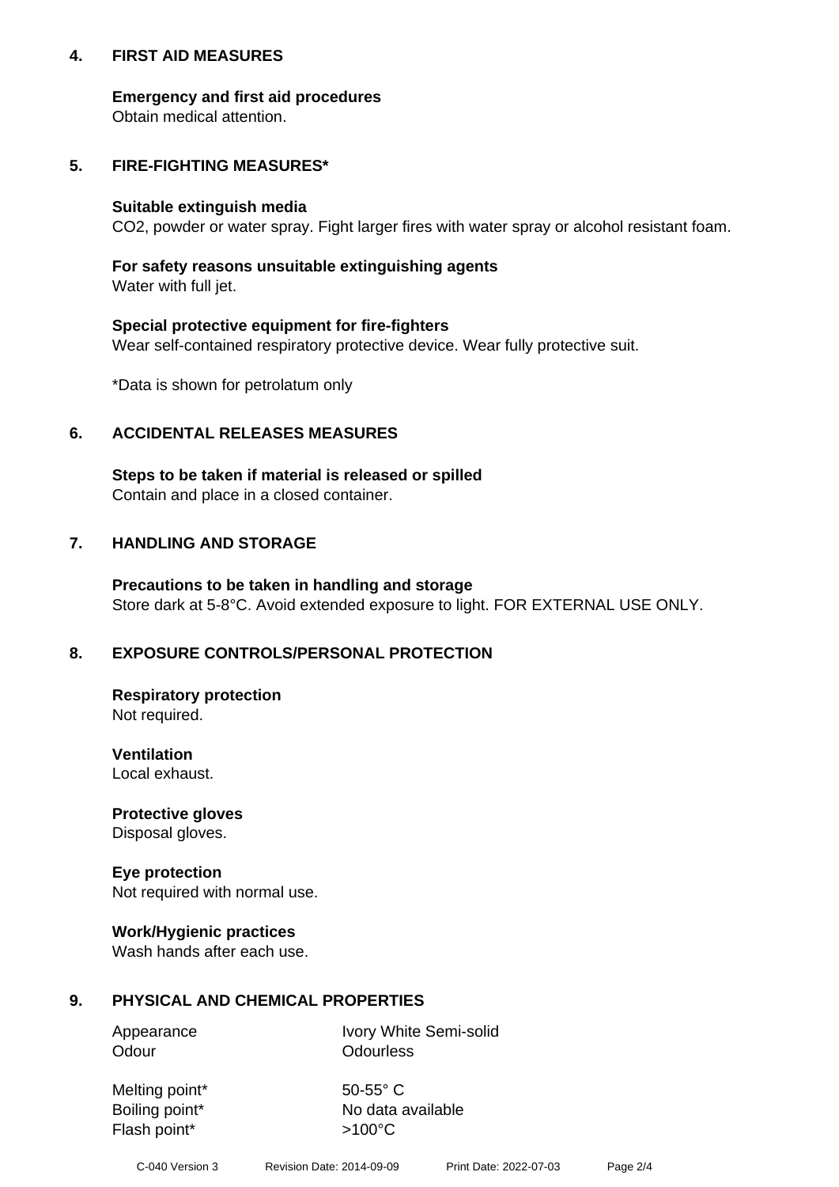## 4. FIRST AID MEASURES

**Emergency and first aid procedures**
Obtain medical attention.

## 5. FIRE-FIGHTING MEASURES*

**Suitable extinguish media**
$CO_2$, powder or water spray. Fight larger fires with water spray or alcohol resistant foam.

**For safety reasons unsuitable extinguishing agents**
Water with full jet.

**Special protective equipment for fire-fighters**
Wear self-contained respiratory protective device. Wear fully protective suit.

*Data is shown for petrolatum only

## 6. ACCIDENTAL RELEASES MEASURES

**Steps to be taken if material is released or spilled**
Contain and place in a closed container.

## 7. HANDLING AND STORAGE

**Precautions to be taken in handling and storage**
Store dark at 5-8°C. Avoid extended exposure to light. FOR EXTERNAL USE ONLY.

## 8. EXPOSURE CONTROLS/PERSONAL PROTECTION

**Respiratory protection**
Not required.

**Ventilation**
Local exhaust.

**Protective gloves**
Disposal gloves.

**Eye protection**
Not required with normal use.

**Work/Hygienic practices**
Wash hands after each use.

## 9. PHYSICAL AND CHEMICAL PROPERTIES

| | |
|---|---|
| Appearance | Ivory White Semi-solid |
| Odour | Odourless |
| Melting point* | 50-55° C |
| Boiling point* | No data available |
| Flash point* | >100°C |

C-040 Version 3 Revision Date: 2014-09-09 Print Date: 2022-07-03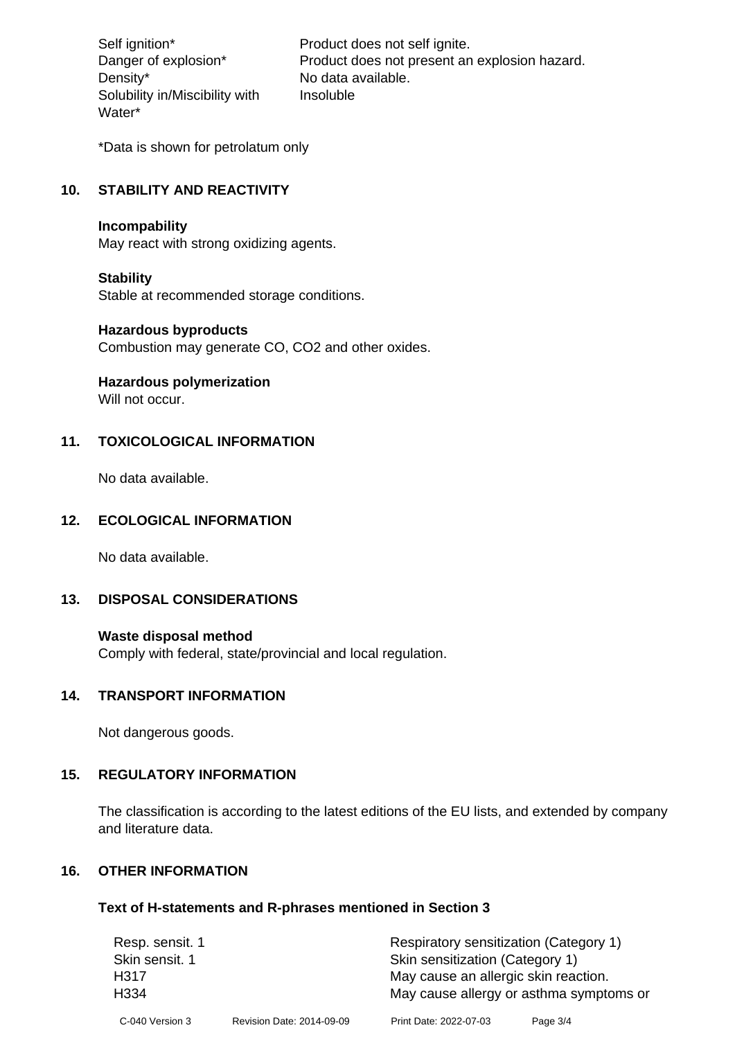| | |
|---|---|
| Self ignition* | Product does not self ignite. |
| Danger of explosion* | Product does not present an explosion hazard. |
| Density* | No data available. |
| Solubility in/Miscibility with Water* | Insoluble |

*Data is shown for petrolatum only

## 10. STABILITY AND REACTIVITY

**Incompability**
May react with strong oxidizing agents.

**Stability**
Stable at recommended storage conditions.

**Hazardous byproducts**
Combustion may generate CO, $CO_2$ and other oxides.

**Hazardous polymerization**
Will not occur.

## 11. TOXICOLOGICAL INFORMATION

No data available.

## 12. ECOLOGICAL INFORMATION

No data available.

## 13. DISPOSAL CONSIDERATIONS

**Waste disposal method**
Comply with federal, state/provincial and local regulation.

## 14. TRANSPORT INFORMATION

Not dangerous goods.

## 15. REGULATORY INFORMATION

The classification is according to the latest editions of the EU lists, and extended by company and literature data.

## 16. OTHER INFORMATION

**Text of H-statements and R-phrases mentioned in Section 3**

| | |
|---|---|
| Resp. sensit. 1 | Respiratory sensitization (Category 1) |
| Skin sensit. 1 | Skin sensitization (Category 1) |
| H317 | May cause an allergic skin reaction. |
| H334 | May cause allergy or asthma symptoms or |

C-040 Version 3 Revision Date: 2014-09-09 Print Date: 2022-07-03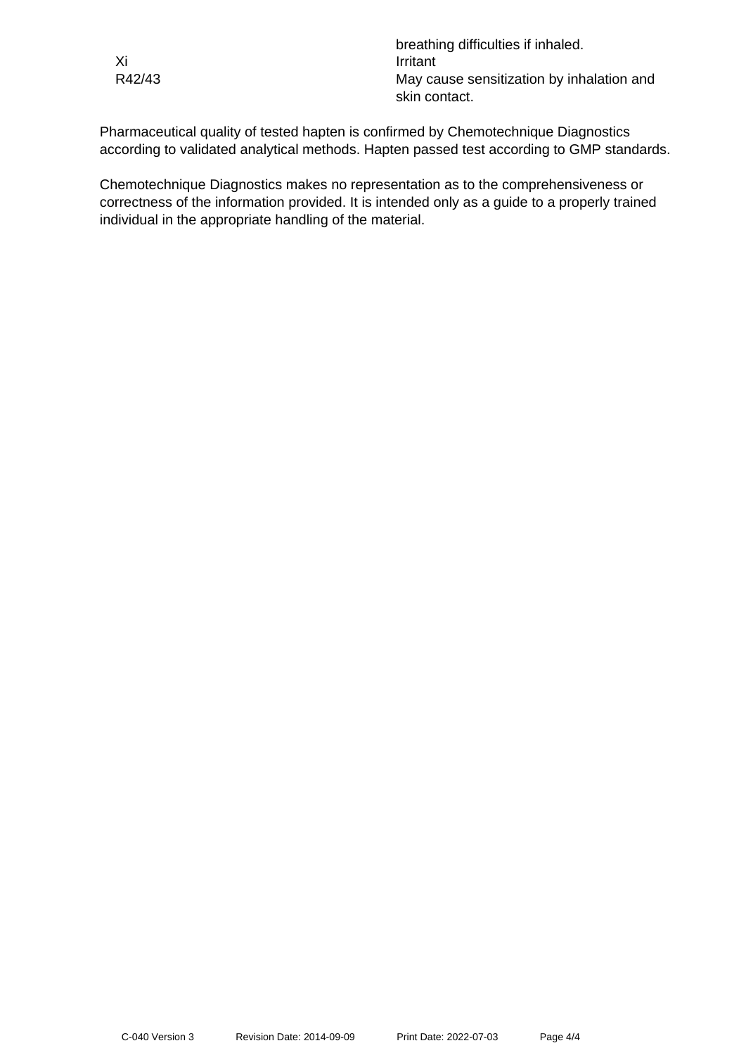| | |
|---|---|
| | breathing difficulties if inhaled. |
| Xi | Irritant |
| R42/43 | May cause sensitization by inhalation and skin contact. |

Pharmaceutical quality of tested hapten is confirmed by Chemotechnique Diagnostics according to validated analytical methods. Hapten passed test according to GMP standards.

Chemotechnique Diagnostics makes no representation as to the comprehensiveness or correctness of the information provided. It is intended only as a guide to a properly trained individual in the appropriate handling of the material.